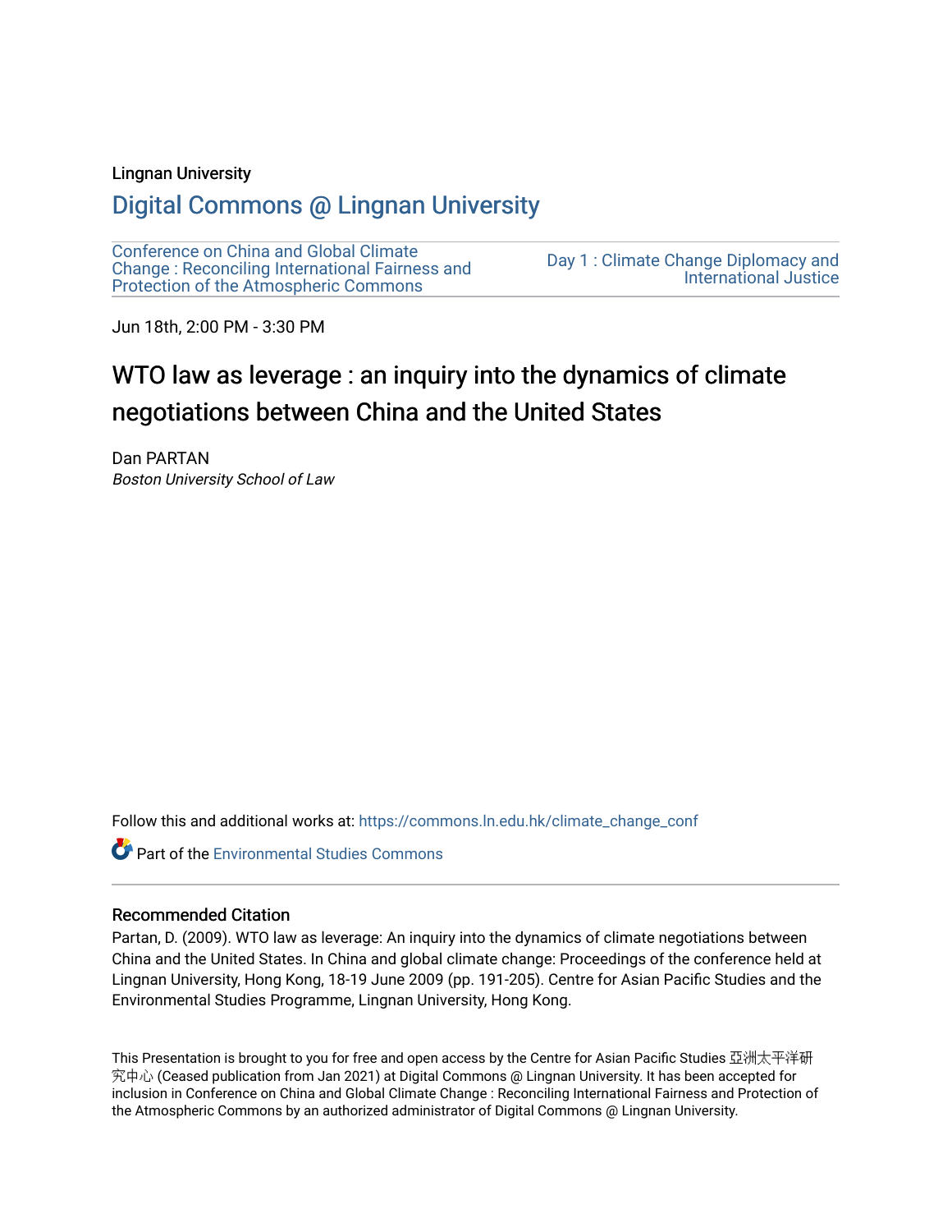Lingnan University

# Digital Commons @ Lingnan University

Conference on China and Global Climate Change : Reconciling International Fairness and Protection of the Atmospheric Commons

Day 1 : Climate Change Diplomacy and International Justice

Jun 18th, 2:00 PM - 3:30 PM

## WTO law as leverage : an inquiry into the dynamics of climate negotiations between China and the United States

Dan PARTAN
*Boston University School of Law*

Follow this and additional works at: https://commons.ln.edu.hk/climate_change_conf

Part of the Environmental Studies Commons

### Recommended Citation

Partan, D. (2009). WTO law as leverage: An inquiry into the dynamics of climate negotiations between China and the United States. In China and global climate change: Proceedings of the conference held at Lingnan University, Hong Kong, 18-19 June 2009 (pp. 191-205). Centre for Asian Pacific Studies and the Environmental Studies Programme, Lingnan University, Hong Kong.

This Presentation is brought to you for free and open access by the Centre for Asian Pacific Studies 亞洲太平洋研究中心 (Ceased publication from Jan 2021) at Digital Commons @ Lingnan University. It has been accepted for inclusion in Conference on China and Global Climate Change : Reconciling International Fairness and Protection of the Atmospheric Commons by an authorized administrator of Digital Commons @ Lingnan University.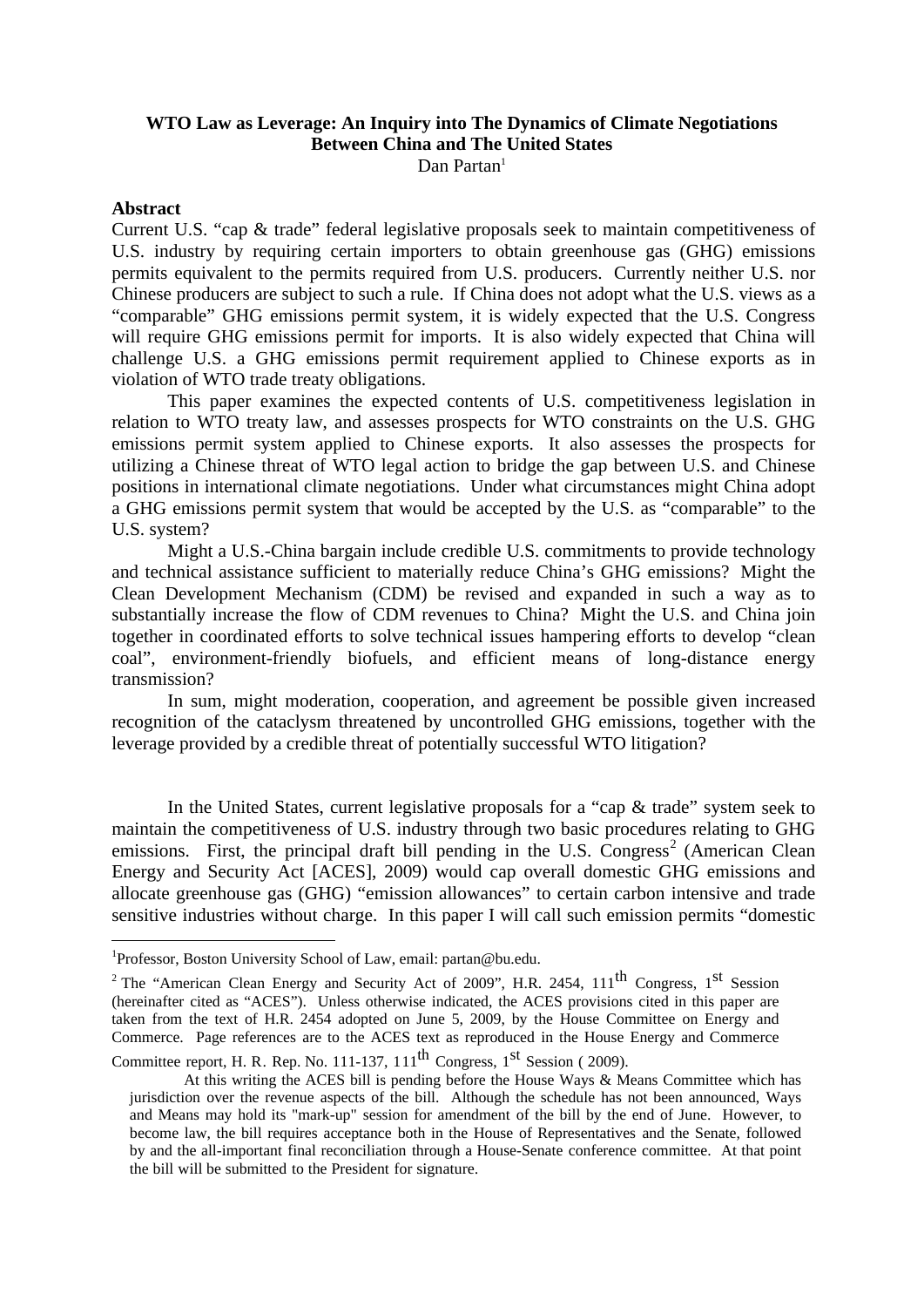**WTO Law as Leverage: An Inquiry into The Dynamics of Climate Negotiations Between China and The United States**

Dan Partan[1]

## Abstract

Current U.S. "cap & trade" federal legislative proposals seek to maintain competitiveness of U.S. industry by requiring certain importers to obtain greenhouse gas (GHG) emissions permits equivalent to the permits required from U.S. producers. Currently neither U.S. nor Chinese producers are subject to such a rule. If China does not adopt what the U.S. views as a "comparable" GHG emissions permit system, it is widely expected that the U.S. Congress will require GHG emissions permit for imports. It is also widely expected that China will challenge U.S. a GHG emissions permit requirement applied to Chinese exports as in violation of WTO trade treaty obligations.

This paper examines the expected contents of U.S. competitiveness legislation in relation to WTO treaty law, and assesses prospects for WTO constraints on the U.S. GHG emissions permit system applied to Chinese exports. It also assesses the prospects for utilizing a Chinese threat of WTO legal action to bridge the gap between U.S. and Chinese positions in international climate negotiations. Under what circumstances might China adopt a GHG emissions permit system that would be accepted by the U.S. as "comparable" to the U.S. system?

Might a U.S.-China bargain include credible U.S. commitments to provide technology and technical assistance sufficient to materially reduce China's GHG emissions? Might the Clean Development Mechanism (CDM) be revised and expanded in such a way as to substantially increase the flow of CDM revenues to China? Might the U.S. and China join together in coordinated efforts to solve technical issues hampering efforts to develop "clean coal", environment-friendly biofuels, and efficient means of long-distance energy transmission?

In sum, might moderation, cooperation, and agreement be possible given increased recognition of the cataclysm threatened by uncontrolled GHG emissions, together with the leverage provided by a credible threat of potentially successful WTO litigation?

In the United States, current legislative proposals for a "cap & trade" system seek to maintain the competitiveness of U.S. industry through two basic procedures relating to GHG emissions. First, the principal draft bill pending in the U.S. Congress[2] (American Clean Energy and Security Act [ACES], 2009) would cap overall domestic GHG emissions and allocate greenhouse gas (GHG) "emission allowances" to certain carbon intensive and trade sensitive industries without charge. In this paper I will call such emission permits "domestic

---

[1] Professor, Boston University School of Law, email: partan@bu.edu.

[2] The "American Clean Energy and Security Act of 2009", H.R. 2454, 111th Congress, 1st Session (hereinafter cited as "ACES"). Unless otherwise indicated, the ACES provisions cited in this paper are taken from the text of H.R. 2454 adopted on June 5, 2009, by the House Committee on Energy and Commerce. Page references are to the ACES text as reproduced in the House Energy and Commerce Committee report, H. R. Rep. No. 111-137, 111th Congress, 1st Session ( 2009).

At this writing the ACES bill is pending before the House Ways & Means Committee which has jurisdiction over the revenue aspects of the bill. Although the schedule has not been announced, Ways and Means may hold its "mark-up" session for amendment of the bill by the end of June. However, to become law, the bill requires acceptance both in the House of Representatives and the Senate, followed by and the all-important final reconciliation through a House-Senate conference committee. At that point the bill will be submitted to the President for signature.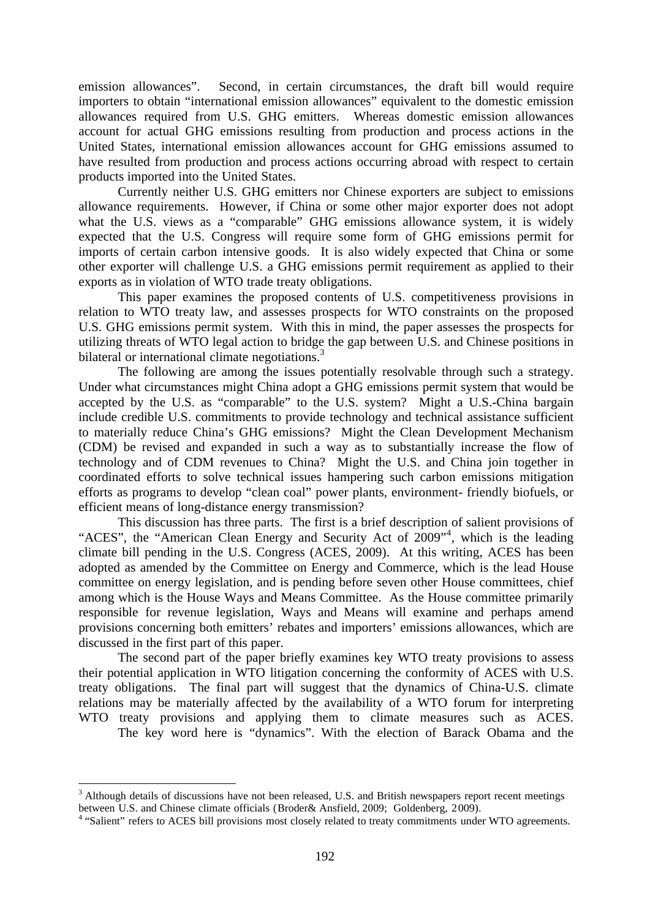emission allowances". Second, in certain circumstances, the draft bill would require importers to obtain "international emission allowances" equivalent to the domestic emission allowances required from U.S. GHG emitters. Whereas domestic emission allowances account for actual GHG emissions resulting from production and process actions in the United States, international emission allowances account for GHG emissions assumed to have resulted from production and process actions occurring abroad with respect to certain products imported into the United States.

Currently neither U.S. GHG emitters nor Chinese exporters are subject to emissions allowance requirements. However, if China or some other major exporter does not adopt what the U.S. views as a "comparable" GHG emissions allowance system, it is widely expected that the U.S. Congress will require some form of GHG emissions permit for imports of certain carbon intensive goods. It is also widely expected that China or some other exporter will challenge U.S. a GHG emissions permit requirement as applied to their exports as in violation of WTO trade treaty obligations.

This paper examines the proposed contents of U.S. competitiveness provisions in relation to WTO treaty law, and assesses prospects for WTO constraints on the proposed U.S. GHG emissions permit system. With this in mind, the paper assesses the prospects for utilizing threats of WTO legal action to bridge the gap between U.S. and Chinese positions in bilateral or international climate negotiations.[3]

The following are among the issues potentially resolvable through such a strategy. Under what circumstances might China adopt a GHG emissions permit system that would be accepted by the U.S. as "comparable" to the U.S. system? Might a U.S.-China bargain include credible U.S. commitments to provide technology and technical assistance sufficient to materially reduce China's GHG emissions? Might the Clean Development Mechanism (CDM) be revised and expanded in such a way as to substantially increase the flow of technology and of CDM revenues to China? Might the U.S. and China join together in coordinated efforts to solve technical issues hampering such carbon emissions mitigation efforts as programs to develop "clean coal" power plants, environment- friendly biofuels, or efficient means of long-distance energy transmission?

This discussion has three parts. The first is a brief description of salient provisions of "ACES", the "American Clean Energy and Security Act of 2009"[4], which is the leading climate bill pending in the U.S. Congress (ACES, 2009). At this writing, ACES has been adopted as amended by the Committee on Energy and Commerce, which is the lead House committee on energy legislation, and is pending before seven other House committees, chief among which is the House Ways and Means Committee. As the House committee primarily responsible for revenue legislation, Ways and Means will examine and perhaps amend provisions concerning both emitters' rebates and importers' emissions allowances, which are discussed in the first part of this paper.

The second part of the paper briefly examines key WTO treaty provisions to assess their potential application in WTO litigation concerning the conformity of ACES with U.S. treaty obligations. The final part will suggest that the dynamics of China-U.S. climate relations may be materially affected by the availability of a WTO forum for interpreting WTO treaty provisions and applying them to climate measures such as ACES.

The key word here is "dynamics". With the election of Barack Obama and the

---

[3] Although details of discussions have not been released, U.S. and British newspapers report recent meetings between U.S. and Chinese climate officials (Broder& Ansfield, 2009; Goldenberg, 2009).

[4] "Salient" refers to ACES bill provisions most closely related to treaty commitments under WTO agreements.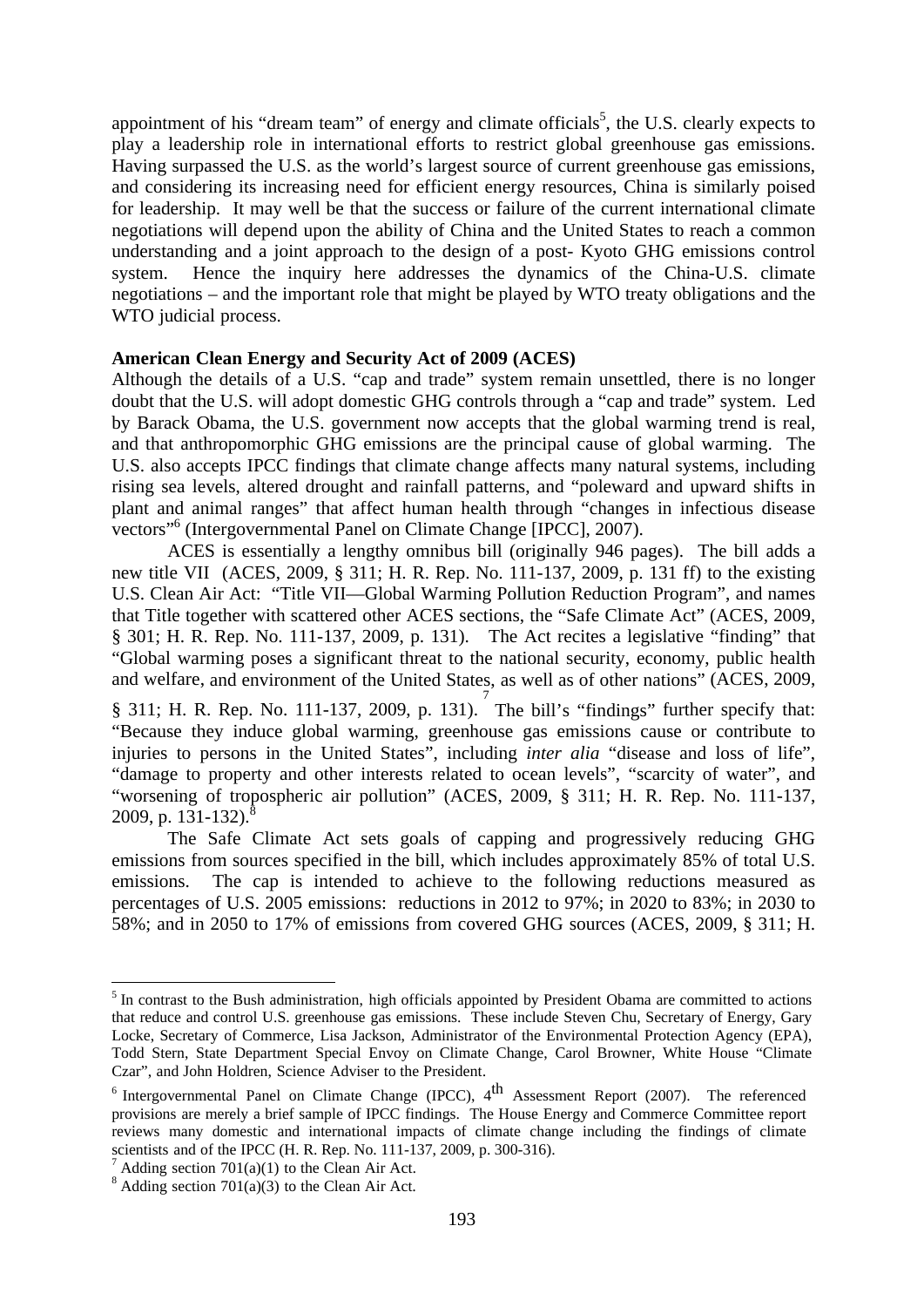appointment of his "dream team" of energy and climate officials[5], the U.S. clearly expects to play a leadership role in international efforts to restrict global greenhouse gas emissions. Having surpassed the U.S. as the world's largest source of current greenhouse gas emissions, and considering its increasing need for efficient energy resources, China is similarly poised for leadership. It may well be that the success or failure of the current international climate negotiations will depend upon the ability of China and the United States to reach a common understanding and a joint approach to the design of a post- Kyoto GHG emissions control system. Hence the inquiry here addresses the dynamics of the China-U.S. climate negotiations – and the important role that might be played by WTO treaty obligations and the WTO judicial process.

**American Clean Energy and Security Act of 2009 (ACES)**

Although the details of a U.S. "cap and trade" system remain unsettled, there is no longer doubt that the U.S. will adopt domestic GHG controls through a "cap and trade" system. Led by Barack Obama, the U.S. government now accepts that the global warming trend is real, and that anthropomorphic GHG emissions are the principal cause of global warming. The U.S. also accepts IPCC findings that climate change affects many natural systems, including rising sea levels, altered drought and rainfall patterns, and "poleward and upward shifts in plant and animal ranges" that affect human health through "changes in infectious disease vectors"[6] (Intergovernmental Panel on Climate Change [IPCC], 2007).

ACES is essentially a lengthy omnibus bill (originally 946 pages). The bill adds a new title VII (ACES, 2009, § 311; H. R. Rep. No. 111-137, 2009, p. 131 ff) to the existing U.S. Clean Air Act: "Title VII—Global Warming Pollution Reduction Program", and names that Title together with scattered other ACES sections, the "Safe Climate Act" (ACES, 2009, § 301; H. R. Rep. No. 111-137, 2009, p. 131). The Act recites a legislative "finding" that "Global warming poses a significant threat to the national security, economy, public health and welfare, and environment of the United States, as well as of other nations" (ACES, 2009, § 311; H. R. Rep. No. 111-137, 2009, p. 131).[7] The bill's "findings" further specify that: "Because they induce global warming, greenhouse gas emissions cause or contribute to injuries to persons in the United States", including *inter alia* "disease and loss of life", "damage to property and other interests related to ocean levels", "scarcity of water", and "worsening of tropospheric air pollution" (ACES, 2009, § 311; H. R. Rep. No. 111-137, 2009, p. 131-132).[8]

The Safe Climate Act sets goals of capping and progressively reducing GHG emissions from sources specified in the bill, which includes approximately 85% of total U.S. emissions. The cap is intended to achieve to the following reductions measured as percentages of U.S. 2005 emissions: reductions in 2012 to 97%; in 2020 to 83%; in 2030 to 58%; and in 2050 to 17% of emissions from covered GHG sources (ACES, 2009, § 311; H.

---

[5] In contrast to the Bush administration, high officials appointed by President Obama are committed to actions that reduce and control U.S. greenhouse gas emissions. These include Steven Chu, Secretary of Energy, Gary Locke, Secretary of Commerce, Lisa Jackson, Administrator of the Environmental Protection Agency (EPA), Todd Stern, State Department Special Envoy on Climate Change, Carol Browner, White House "Climate Czar", and John Holdren, Science Adviser to the President.

[6] Intergovernmental Panel on Climate Change (IPCC), 4th Assessment Report (2007). The referenced provisions are merely a brief sample of IPCC findings. The House Energy and Commerce Committee report reviews many domestic and international impacts of climate change including the findings of climate scientists and of the IPCC (H. R. Rep. No. 111-137, 2009, p. 300-316).

[7] Adding section 701(a)(1) to the Clean Air Act.

[8] Adding section 701(a)(3) to the Clean Air Act.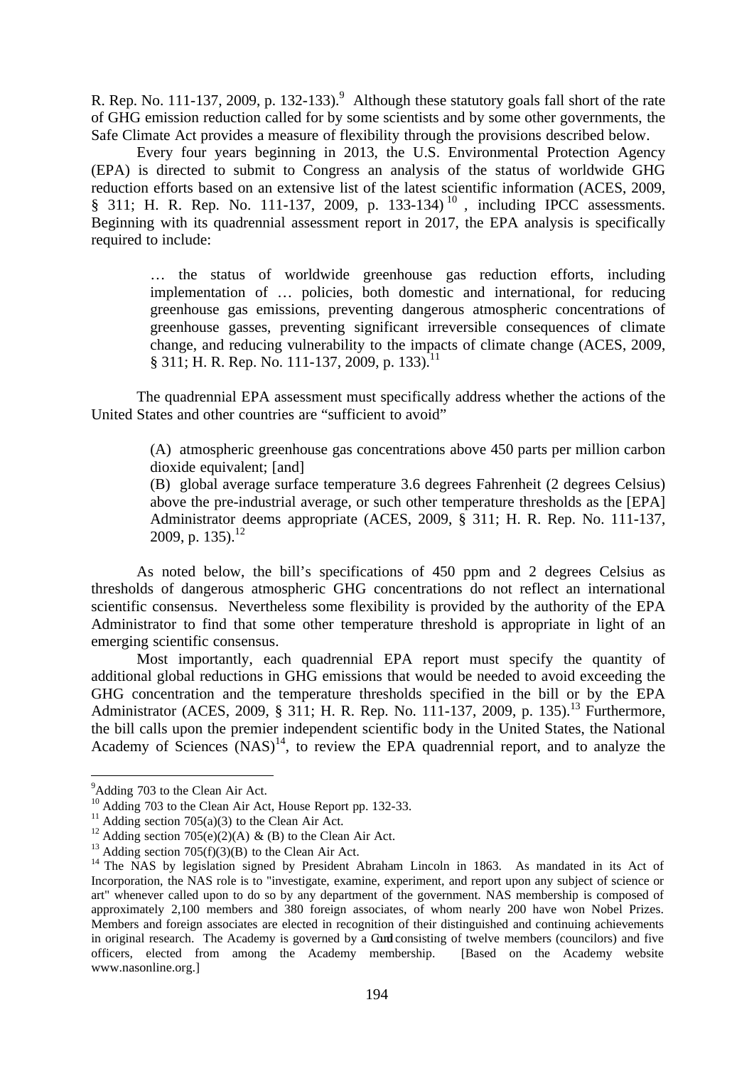R. Rep. No. 111-137, 2009, p. 132-133).[9] Although these statutory goals fall short of the rate of GHG emission reduction called for by some scientists and by some other governments, the Safe Climate Act provides a measure of flexibility through the provisions described below.

Every four years beginning in 2013, the U.S. Environmental Protection Agency (EPA) is directed to submit to Congress an analysis of the status of worldwide GHG reduction efforts based on an extensive list of the latest scientific information (ACES, 2009, § 311; H. R. Rep. No. 111-137, 2009, p. 133-134)[10], including IPCC assessments. Beginning with its quadrennial assessment report in 2017, the EPA analysis is specifically required to include:

> … the status of worldwide greenhouse gas reduction efforts, including implementation of … policies, both domestic and international, for reducing greenhouse gas emissions, preventing dangerous atmospheric concentrations of greenhouse gasses, preventing significant irreversible consequences of climate change, and reducing vulnerability to the impacts of climate change (ACES, 2009, § 311; H. R. Rep. No. 111-137, 2009, p. 133).[11]

The quadrennial EPA assessment must specifically address whether the actions of the United States and other countries are "sufficient to avoid"

> (A) atmospheric greenhouse gas concentrations above 450 parts per million carbon dioxide equivalent; [and]
>
> (B) global average surface temperature 3.6 degrees Fahrenheit (2 degrees Celsius) above the pre-industrial average, or such other temperature thresholds as the [EPA] Administrator deems appropriate (ACES, 2009, § 311; H. R. Rep. No. 111-137, 2009, p. 135).[12]

As noted below, the bill's specifications of 450 ppm and 2 degrees Celsius as thresholds of dangerous atmospheric GHG concentrations do not reflect an international scientific consensus. Nevertheless some flexibility is provided by the authority of the EPA Administrator to find that some other temperature threshold is appropriate in light of an emerging scientific consensus.

Most importantly, each quadrennial EPA report must specify the quantity of additional global reductions in GHG emissions that would be needed to avoid exceeding the GHG concentration and the temperature thresholds specified in the bill or by the EPA Administrator (ACES, 2009, § 311; H. R. Rep. No. 111-137, 2009, p. 135).[13] Furthermore, the bill calls upon the premier independent scientific body in the United States, the National Academy of Sciences (NAS)[14], to review the EPA quadrennial report, and to analyze the

---

[9] Adding 703 to the Clean Air Act.

[10] Adding 703 to the Clean Air Act, House Report pp. 132-33.

[11] Adding section 705(a)(3) to the Clean Air Act.

[12] Adding section 705(e)(2)(A) & (B) to the Clean Air Act.

[13] Adding section 705(f)(3)(B) to the Clean Air Act.

[14] The NAS by legislation signed by President Abraham Lincoln in 1863. As mandated in its Act of Incorporation, the NAS role is to "investigate, examine, experiment, and report upon any subject of science or art" whenever called upon to do so by any department of the government. NAS membership is composed of approximately 2,100 members and 380 foreign associates, of whom nearly 200 have won Nobel Prizes. Members and foreign associates are elected in recognition of their distinguished and continuing achievements in original research. The Academy is governed by a Council consisting of twelve members (councilors) and five officers, elected from among the Academy membership. [Based on the Academy website www.nasonline.org.]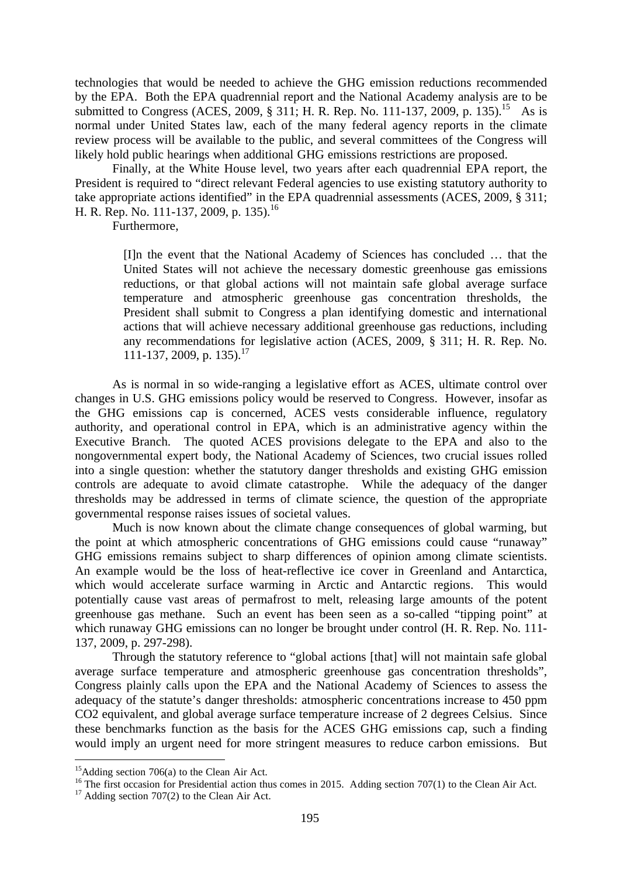technologies that would be needed to achieve the GHG emission reductions recommended by the EPA. Both the EPA quadrennial report and the National Academy analysis are to be submitted to Congress (ACES, 2009, § 311; H. R. Rep. No. 111-137, 2009, p. 135).[15] As is normal under United States law, each of the many federal agency reports in the climate review process will be available to the public, and several committees of the Congress will likely hold public hearings when additional GHG emissions restrictions are proposed.

Finally, at the White House level, two years after each quadrennial EPA report, the President is required to "direct relevant Federal agencies to use existing statutory authority to take appropriate actions identified" in the EPA quadrennial assessments (ACES, 2009, § 311; H. R. Rep. No. 111-137, 2009, p. 135).[16]

Furthermore,

> [I]n the event that the National Academy of Sciences has concluded … that the United States will not achieve the necessary domestic greenhouse gas emissions reductions, or that global actions will not maintain safe global average surface temperature and atmospheric greenhouse gas concentration thresholds, the President shall submit to Congress a plan identifying domestic and international actions that will achieve necessary additional greenhouse gas reductions, including any recommendations for legislative action (ACES, 2009, § 311; H. R. Rep. No. 111-137, 2009, p. 135).[17]

As is normal in so wide-ranging a legislative effort as ACES, ultimate control over changes in U.S. GHG emissions policy would be reserved to Congress. However, insofar as the GHG emissions cap is concerned, ACES vests considerable influence, regulatory authority, and operational control in EPA, which is an administrative agency within the Executive Branch. The quoted ACES provisions delegate to the EPA and also to the nongovernmental expert body, the National Academy of Sciences, two crucial issues rolled into a single question: whether the statutory danger thresholds and existing GHG emission controls are adequate to avoid climate catastrophe. While the adequacy of the danger thresholds may be addressed in terms of climate science, the question of the appropriate governmental response raises issues of societal values.

Much is now known about the climate change consequences of global warming, but the point at which atmospheric concentrations of GHG emissions could cause "runaway" GHG emissions remains subject to sharp differences of opinion among climate scientists. An example would be the loss of heat-reflective ice cover in Greenland and Antarctica, which would accelerate surface warming in Arctic and Antarctic regions. This would potentially cause vast areas of permafrost to melt, releasing large amounts of the potent greenhouse gas methane. Such an event has been seen as a so-called "tipping point" at which runaway GHG emissions can no longer be brought under control (H. R. Rep. No. 111-137, 2009, p. 297-298).

Through the statutory reference to "global actions [that] will not maintain safe global average surface temperature and atmospheric greenhouse gas concentration thresholds", Congress plainly calls upon the EPA and the National Academy of Sciences to assess the adequacy of the statute's danger thresholds: atmospheric concentrations increase to 450 ppm $CO_2$ equivalent, and global average surface temperature increase of 2 degrees Celsius. Since these benchmarks function as the basis for the ACES GHG emissions cap, such a finding would imply an urgent need for more stringent measures to reduce carbon emissions. But

---

[15] Adding section 706(a) to the Clean Air Act.

[16] The first occasion for Presidential action thus comes in 2015. Adding section 707(1) to the Clean Air Act.

[17] Adding section 707(2) to the Clean Air Act.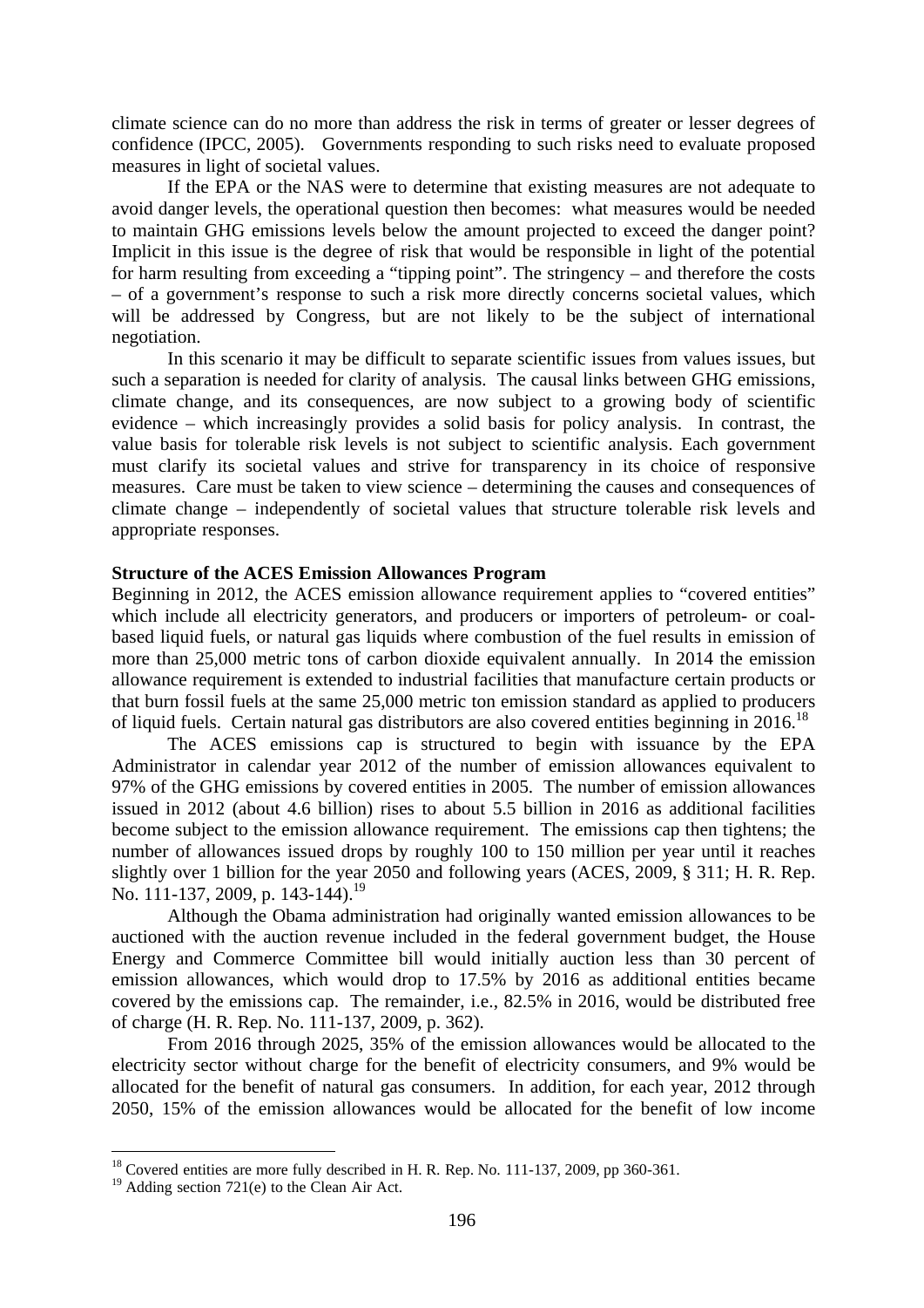climate science can do no more than address the risk in terms of greater or lesser degrees of confidence (IPCC, 2005). Governments responding to such risks need to evaluate proposed measures in light of societal values.

If the EPA or the NAS were to determine that existing measures are not adequate to avoid danger levels, the operational question then becomes: what measures would be needed to maintain GHG emissions levels below the amount projected to exceed the danger point? Implicit in this issue is the degree of risk that would be responsible in light of the potential for harm resulting from exceeding a "tipping point". The stringency – and therefore the costs – of a government's response to such a risk more directly concerns societal values, which will be addressed by Congress, but are not likely to be the subject of international negotiation.

In this scenario it may be difficult to separate scientific issues from values issues, but such a separation is needed for clarity of analysis. The causal links between GHG emissions, climate change, and its consequences, are now subject to a growing body of scientific evidence – which increasingly provides a solid basis for policy analysis. In contrast, the value basis for tolerable risk levels is not subject to scientific analysis. Each government must clarify its societal values and strive for transparency in its choice of responsive measures. Care must be taken to view science – determining the causes and consequences of climate change – independently of societal values that structure tolerable risk levels and appropriate responses.

**Structure of the ACES Emission Allowances Program**

Beginning in 2012, the ACES emission allowance requirement applies to "covered entities" which include all electricity generators, and producers or importers of petroleum- or coal-based liquid fuels, or natural gas liquids where combustion of the fuel results in emission of more than 25,000 metric tons of carbon dioxide equivalent annually. In 2014 the emission allowance requirement is extended to industrial facilities that manufacture certain products or that burn fossil fuels at the same 25,000 metric ton emission standard as applied to producers of liquid fuels. Certain natural gas distributors are also covered entities beginning in 2016.[18]

The ACES emissions cap is structured to begin with issuance by the EPA Administrator in calendar year 2012 of the number of emission allowances equivalent to 97% of the GHG emissions by covered entities in 2005. The number of emission allowances issued in 2012 (about 4.6 billion) rises to about 5.5 billion in 2016 as additional facilities become subject to the emission allowance requirement. The emissions cap then tightens; the number of allowances issued drops by roughly 100 to 150 million per year until it reaches slightly over 1 billion for the year 2050 and following years (ACES, 2009, § 311; H. R. Rep. No. 111-137, 2009, p. 143-144).[19]

Although the Obama administration had originally wanted emission allowances to be auctioned with the auction revenue included in the federal government budget, the House Energy and Commerce Committee bill would initially auction less than 30 percent of emission allowances, which would drop to 17.5% by 2016 as additional entities became covered by the emissions cap. The remainder, i.e., 82.5% in 2016, would be distributed free of charge (H. R. Rep. No. 111-137, 2009, p. 362).

From 2016 through 2025, 35% of the emission allowances would be allocated to the electricity sector without charge for the benefit of electricity consumers, and 9% would be allocated for the benefit of natural gas consumers. In addition, for each year, 2012 through 2050, 15% of the emission allowances would be allocated for the benefit of low income

[18] Covered entities are more fully described in H. R. Rep. No. 111-137, 2009, pp 360-361.

[19] Adding section 721(e) to the Clean Air Act.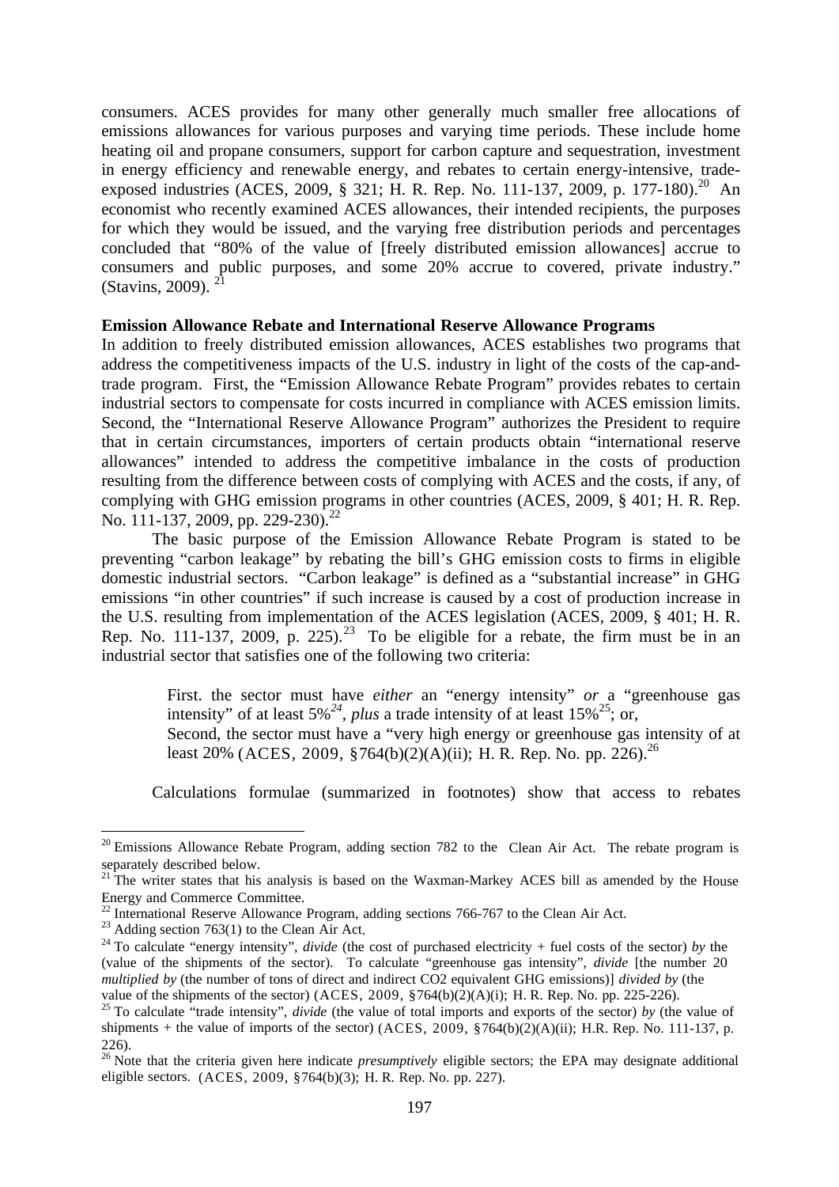consumers. ACES provides for many other generally much smaller free allocations of emissions allowances for various purposes and varying time periods. These include home heating oil and propane consumers, support for carbon capture and sequestration, investment in energy efficiency and renewable energy, and rebates to certain energy-intensive, trade-exposed industries (ACES, 2009, § 321; H. R. Rep. No. 111-137, 2009, p. 177-180).[20] An economist who recently examined ACES allowances, their intended recipients, the purposes for which they would be issued, and the varying free distribution periods and percentages concluded that "80% of the value of [freely distributed emission allowances] accrue to consumers and public purposes, and some 20% accrue to covered, private industry." (Stavins, 2009). [21]

**Emission Allowance Rebate and International Reserve Allowance Programs**

In addition to freely distributed emission allowances, ACES establishes two programs that address the competitiveness impacts of the U.S. industry in light of the costs of the cap-and-trade program. First, the "Emission Allowance Rebate Program" provides rebates to certain industrial sectors to compensate for costs incurred in compliance with ACES emission limits. Second, the "International Reserve Allowance Program" authorizes the President to require that in certain circumstances, importers of certain products obtain "international reserve allowances" intended to address the competitive imbalance in the costs of production resulting from the difference between costs of complying with ACES and the costs, if any, of complying with GHG emission programs in other countries (ACES, 2009, § 401; H. R. Rep. No. 111-137, 2009, pp. 229-230).[22]

The basic purpose of the Emission Allowance Rebate Program is stated to be preventing "carbon leakage" by rebating the bill's GHG emission costs to firms in eligible domestic industrial sectors. "Carbon leakage" is defined as a "substantial increase" in GHG emissions "in other countries" if such increase is caused by a cost of production increase in the U.S. resulting from implementation of the ACES legislation (ACES, 2009, § 401; H. R. Rep. No. 111-137, 2009, p. 225).[23] To be eligible for a rebate, the firm must be in an industrial sector that satisfies one of the following two criteria:

> First. the sector must have *either* an "energy intensity" *or* a "greenhouse gas intensity" of at least 5%[24], *plus* a trade intensity of at least 15%[25]; or,
> Second, the sector must have a "very high energy or greenhouse gas intensity of at least 20% (ACES, 2009, §764(b)(2)(A)(ii); H. R. Rep. No. pp. 226).[26]

Calculations formulae (summarized in footnotes) show that access to rebates

---

[20] Emissions Allowance Rebate Program, adding section 782 to the Clean Air Act. The rebate program is separately described below.

[21] The writer states that his analysis is based on the Waxman-Markey ACES bill as amended by the House Energy and Commerce Committee.

[22] International Reserve Allowance Program, adding sections 766-767 to the Clean Air Act.

[23] Adding section 763(1) to the Clean Air Act.

[24] To calculate "energy intensity", *divide* (the cost of purchased electricity + fuel costs of the sector) *by* the (value of the shipments of the sector). To calculate "greenhouse gas intensity", *divide* [the number 20 *multiplied by* (the number of tons of direct and indirect CO2 equivalent GHG emissions)] *divided by* (the value of the shipments of the sector) (ACES, 2009, §764(b)(2)(A)(i); H. R. Rep. No. pp. 225-226).

[25] To calculate "trade intensity", *divide* (the value of total imports and exports of the sector) *by* (the value of shipments + the value of imports of the sector) (ACES, 2009, §764(b)(2)(A)(ii); H.R. Rep. No. 111-137, p. 226).

[26] Note that the criteria given here indicate *presumptively* eligible sectors; the EPA may designate additional eligible sectors. (ACES, 2009, §764(b)(3); H. R. Rep. No. pp. 227).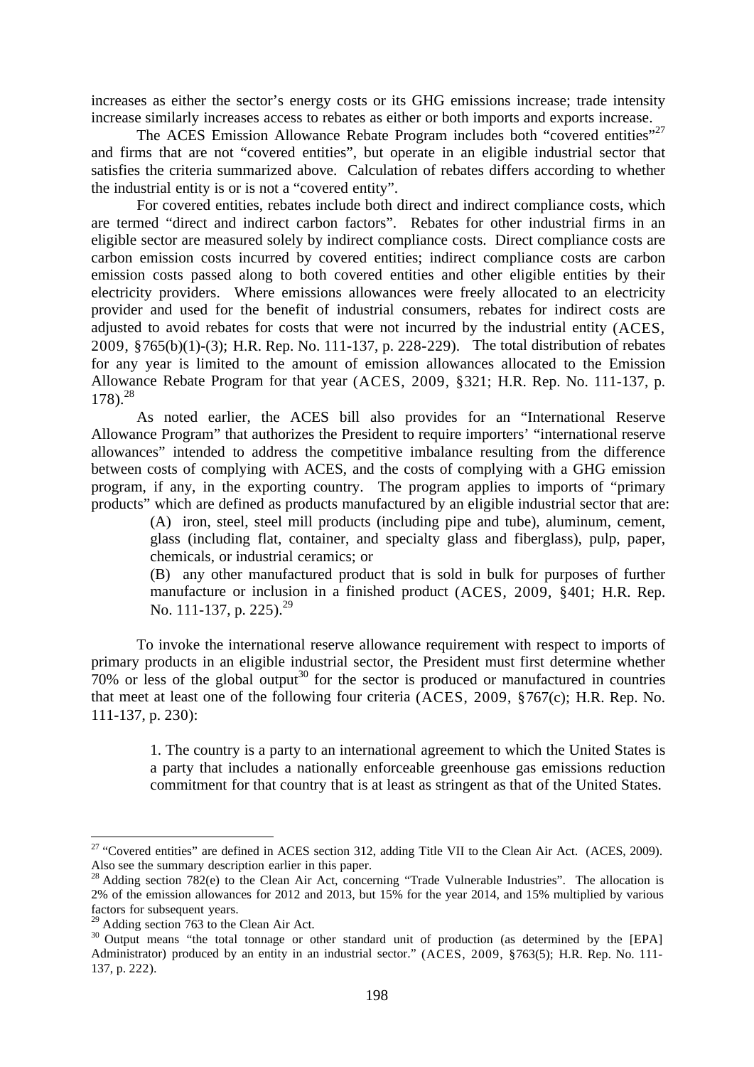increases as either the sector's energy costs or its GHG emissions increase; trade intensity increase similarly increases access to rebates as either or both imports and exports increase.

The ACES Emission Allowance Rebate Program includes both "covered entities"[27] and firms that are not "covered entities", but operate in an eligible industrial sector that satisfies the criteria summarized above. Calculation of rebates differs according to whether the industrial entity is or is not a "covered entity".

For covered entities, rebates include both direct and indirect compliance costs, which are termed "direct and indirect carbon factors". Rebates for other industrial firms in an eligible sector are measured solely by indirect compliance costs. Direct compliance costs are carbon emission costs incurred by covered entities; indirect compliance costs are carbon emission costs passed along to both covered entities and other eligible entities by their electricity providers. Where emissions allowances were freely allocated to an electricity provider and used for the benefit of industrial consumers, rebates for indirect costs are adjusted to avoid rebates for costs that were not incurred by the industrial entity (ACES, 2009, §765(b)(1)-(3); H.R. Rep. No. 111-137, p. 228-229). The total distribution of rebates for any year is limited to the amount of emission allowances allocated to the Emission Allowance Rebate Program for that year (ACES, 2009, §321; H.R. Rep. No. 111-137, p. 178).[28]

As noted earlier, the ACES bill also provides for an "International Reserve Allowance Program" that authorizes the President to require importers' "international reserve allowances" intended to address the competitive imbalance resulting from the difference between costs of complying with ACES, and the costs of complying with a GHG emission program, if any, in the exporting country. The program applies to imports of "primary products" which are defined as products manufactured by an eligible industrial sector that are:

> (A) iron, steel, steel mill products (including pipe and tube), aluminum, cement, glass (including flat, container, and specialty glass and fiberglass), pulp, paper, chemicals, or industrial ceramics; or
>
> (B) any other manufactured product that is sold in bulk for purposes of further manufacture or inclusion in a finished product (ACES, 2009, §401; H.R. Rep. No. 111-137, p. 225).[29]

To invoke the international reserve allowance requirement with respect to imports of primary products in an eligible industrial sector, the President must first determine whether 70% or less of the global output[30] for the sector is produced or manufactured in countries that meet at least one of the following four criteria (ACES, 2009, §767(c); H.R. Rep. No. 111-137, p. 230):

> 1. The country is a party to an international agreement to which the United States is a party that includes a nationally enforceable greenhouse gas emissions reduction commitment for that country that is at least as stringent as that of the United States.

---

[27] "Covered entities" are defined in ACES section 312, adding Title VII to the Clean Air Act. (ACES, 2009). Also see the summary description earlier in this paper.

[28] Adding section 782(e) to the Clean Air Act, concerning "Trade Vulnerable Industries". The allocation is 2% of the emission allowances for 2012 and 2013, but 15% for the year 2014, and 15% multiplied by various factors for subsequent years.

[29] Adding section 763 to the Clean Air Act.

[30] Output means "the total tonnage or other standard unit of production (as determined by the [EPA] Administrator) produced by an entity in an industrial sector." (ACES, 2009, §763(5); H.R. Rep. No. 111-137, p. 222).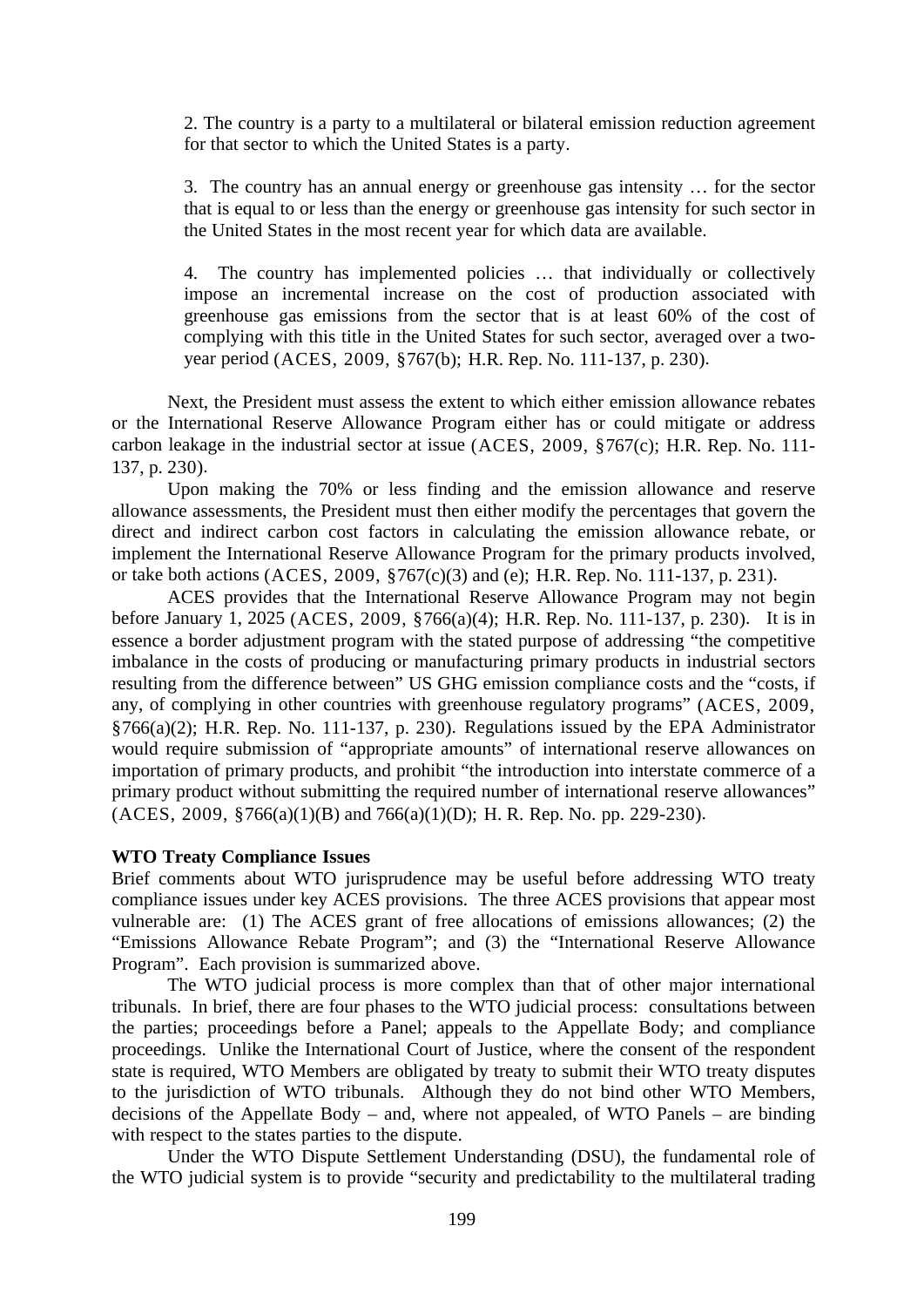> 2. The country is a party to a multilateral or bilateral emission reduction agreement for that sector to which the United States is a party.
>
> 3. The country has an annual energy or greenhouse gas intensity … for the sector that is equal to or less than the energy or greenhouse gas intensity for such sector in the United States in the most recent year for which data are available.
>
> 4. The country has implemented policies … that individually or collectively impose an incremental increase on the cost of production associated with greenhouse gas emissions from the sector that is at least 60% of the cost of complying with this title in the United States for such sector, averaged over a two-year period (ACES, 2009, §767(b); H.R. Rep. No. 111-137, p. 230).

Next, the President must assess the extent to which either emission allowance rebates or the International Reserve Allowance Program either has or could mitigate or address carbon leakage in the industrial sector at issue (ACES, 2009, §767(c); H.R. Rep. No. 111-137, p. 230).

Upon making the 70% or less finding and the emission allowance and reserve allowance assessments, the President must then either modify the percentages that govern the direct and indirect carbon cost factors in calculating the emission allowance rebate, or implement the International Reserve Allowance Program for the primary products involved, or take both actions (ACES, 2009, §767(c)(3) and (e); H.R. Rep. No. 111-137, p. 231).

ACES provides that the International Reserve Allowance Program may not begin before January 1, 2025 (ACES, 2009, §766(a)(4); H.R. Rep. No. 111-137, p. 230). It is in essence a border adjustment program with the stated purpose of addressing "the competitive imbalance in the costs of producing or manufacturing primary products in industrial sectors resulting from the difference between" US GHG emission compliance costs and the "costs, if any, of complying in other countries with greenhouse regulatory programs" (ACES, 2009, §766(a)(2); H.R. Rep. No. 111-137, p. 230). Regulations issued by the EPA Administrator would require submission of "appropriate amounts" of international reserve allowances on importation of primary products, and prohibit "the introduction into interstate commerce of a primary product without submitting the required number of international reserve allowances" (ACES, 2009, §766(a)(1)(B) and 766(a)(1)(D); H. R. Rep. No. pp. 229-230).

**WTO Treaty Compliance Issues**

Brief comments about WTO jurisprudence may be useful before addressing WTO treaty compliance issues under key ACES provisions. The three ACES provisions that appear most vulnerable are: (1) The ACES grant of free allocations of emissions allowances; (2) the "Emissions Allowance Rebate Program"; and (3) the "International Reserve Allowance Program". Each provision is summarized above.

The WTO judicial process is more complex than that of other major international tribunals. In brief, there are four phases to the WTO judicial process: consultations between the parties; proceedings before a Panel; appeals to the Appellate Body; and compliance proceedings. Unlike the International Court of Justice, where the consent of the respondent state is required, WTO Members are obligated by treaty to submit their WTO treaty disputes to the jurisdiction of WTO tribunals. Although they do not bind other WTO Members, decisions of the Appellate Body – and, where not appealed, of WTO Panels – are binding with respect to the states parties to the dispute.

Under the WTO Dispute Settlement Understanding (DSU), the fundamental role of the WTO judicial system is to provide "security and predictability to the multilateral trading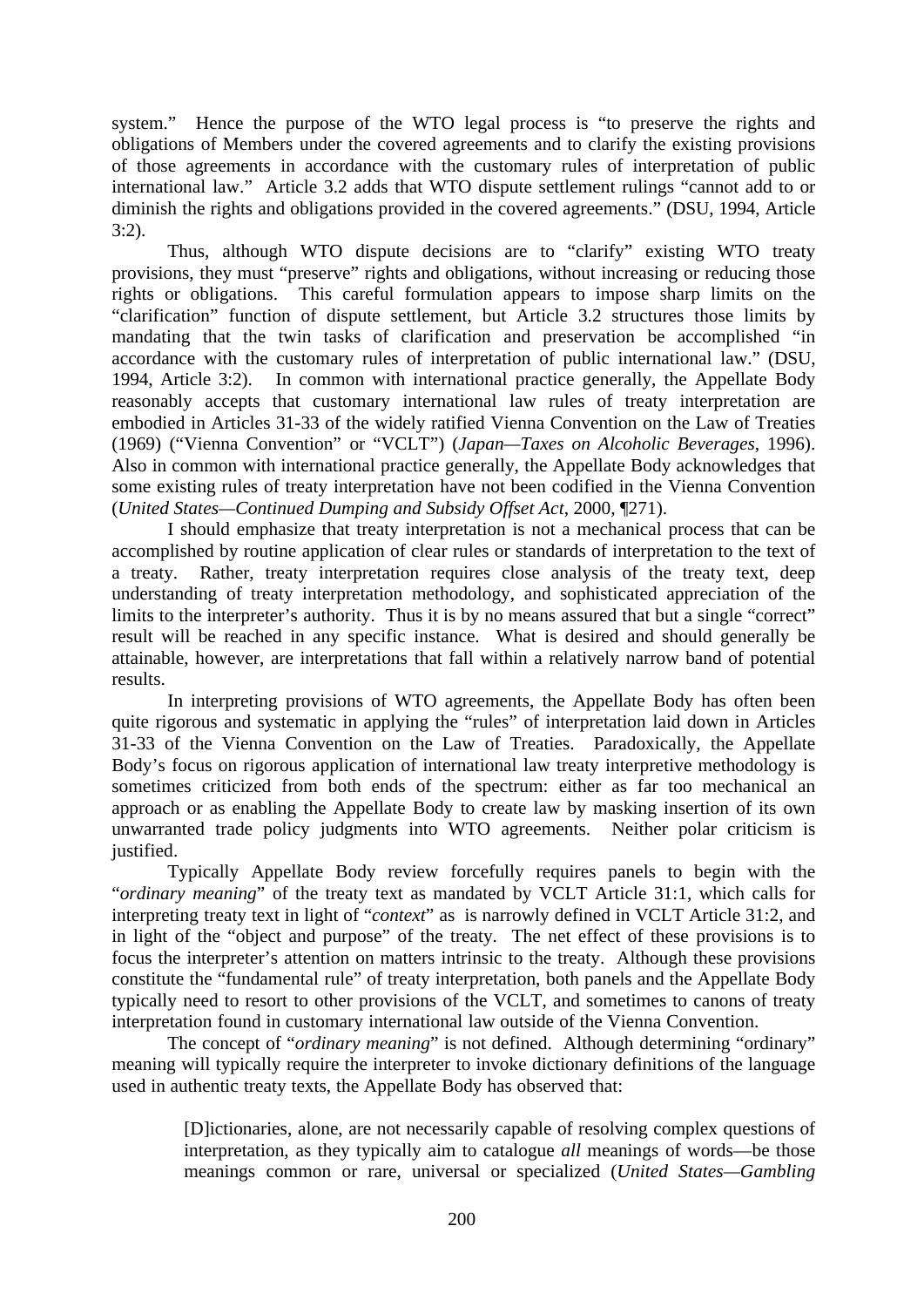system." Hence the purpose of the WTO legal process is "to preserve the rights and obligations of Members under the covered agreements and to clarify the existing provisions of those agreements in accordance with the customary rules of interpretation of public international law." Article 3.2 adds that WTO dispute settlement rulings "cannot add to or diminish the rights and obligations provided in the covered agreements." (DSU, 1994, Article 3:2).

Thus, although WTO dispute decisions are to "clarify" existing WTO treaty provisions, they must "preserve" rights and obligations, without increasing or reducing those rights or obligations. This careful formulation appears to impose sharp limits on the "clarification" function of dispute settlement, but Article 3.2 structures those limits by mandating that the twin tasks of clarification and preservation be accomplished "in accordance with the customary rules of interpretation of public international law." (DSU, 1994, Article 3:2). In common with international practice generally, the Appellate Body reasonably accepts that customary international law rules of treaty interpretation are embodied in Articles 31-33 of the widely ratified Vienna Convention on the Law of Treaties (1969) ("Vienna Convention" or "VCLT") (*Japan—Taxes on Alcoholic Beverages*, 1996). Also in common with international practice generally, the Appellate Body acknowledges that some existing rules of treaty interpretation have not been codified in the Vienna Convention (*United States—Continued Dumping and Subsidy Offset Act*, 2000, ¶271).

I should emphasize that treaty interpretation is not a mechanical process that can be accomplished by routine application of clear rules or standards of interpretation to the text of a treaty. Rather, treaty interpretation requires close analysis of the treaty text, deep understanding of treaty interpretation methodology, and sophisticated appreciation of the limits to the interpreter's authority. Thus it is by no means assured that but a single "correct" result will be reached in any specific instance. What is desired and should generally be attainable, however, are interpretations that fall within a relatively narrow band of potential results.

In interpreting provisions of WTO agreements, the Appellate Body has often been quite rigorous and systematic in applying the "rules" of interpretation laid down in Articles 31-33 of the Vienna Convention on the Law of Treaties. Paradoxically, the Appellate Body's focus on rigorous application of international law treaty interpretive methodology is sometimes criticized from both ends of the spectrum: either as far too mechanical an approach or as enabling the Appellate Body to create law by masking insertion of its own unwarranted trade policy judgments into WTO agreements. Neither polar criticism is justified.

Typically Appellate Body review forcefully requires panels to begin with the "*ordinary meaning*" of the treaty text as mandated by VCLT Article 31:1, which calls for interpreting treaty text in light of "*context*" as is narrowly defined in VCLT Article 31:2, and in light of the "object and purpose" of the treaty. The net effect of these provisions is to focus the interpreter's attention on matters intrinsic to the treaty. Although these provisions constitute the "fundamental rule" of treaty interpretation, both panels and the Appellate Body typically need to resort to other provisions of the VCLT, and sometimes to canons of treaty interpretation found in customary international law outside of the Vienna Convention.

The concept of "*ordinary meaning*" is not defined. Although determining "ordinary" meaning will typically require the interpreter to invoke dictionary definitions of the language used in authentic treaty texts, the Appellate Body has observed that:

> [D]ictionaries, alone, are not necessarily capable of resolving complex questions of interpretation, as they typically aim to catalogue *all* meanings of words—be those meanings common or rare, universal or specialized (*United States—Gambling*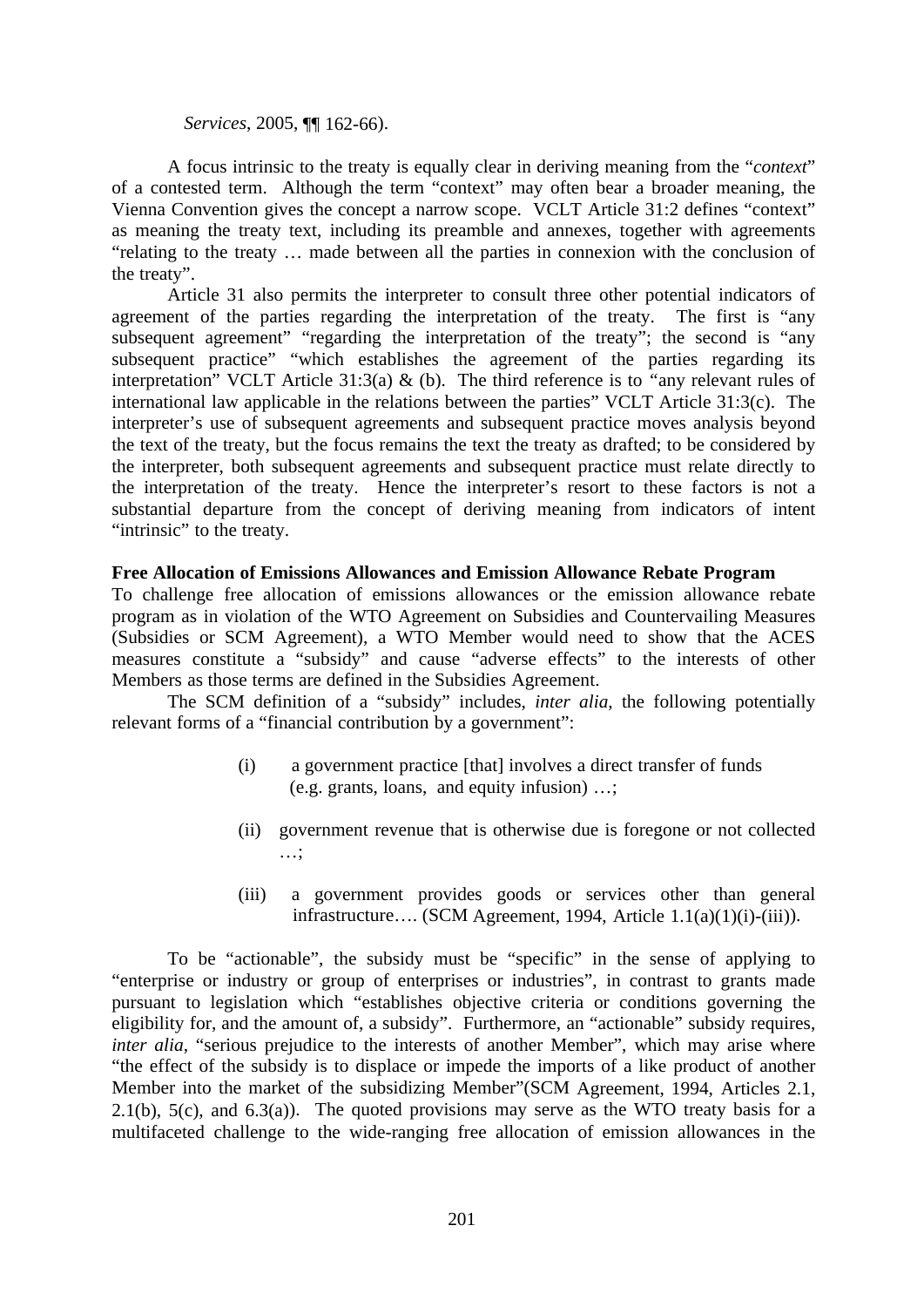*Services*, 2005, ¶¶ 162-66).

A focus intrinsic to the treaty is equally clear in deriving meaning from the "*context*" of a contested term. Although the term "context" may often bear a broader meaning, the Vienna Convention gives the concept a narrow scope. VCLT Article 31:2 defines "context" as meaning the treaty text, including its preamble and annexes, together with agreements "relating to the treaty … made between all the parties in connexion with the conclusion of the treaty".

Article 31 also permits the interpreter to consult three other potential indicators of agreement of the parties regarding the interpretation of the treaty. The first is "any subsequent agreement" "regarding the interpretation of the treaty"; the second is "any subsequent practice" "which establishes the agreement of the parties regarding its interpretation" VCLT Article 31:3(a) & (b). The third reference is to "any relevant rules of international law applicable in the relations between the parties" VCLT Article 31:3(c). The interpreter's use of subsequent agreements and subsequent practice moves analysis beyond the text of the treaty, but the focus remains the text the treaty as drafted; to be considered by the interpreter, both subsequent agreements and subsequent practice must relate directly to the interpretation of the treaty. Hence the interpreter's resort to these factors is not a substantial departure from the concept of deriving meaning from indicators of intent "intrinsic" to the treaty.

**Free Allocation of Emissions Allowances and Emission Allowance Rebate Program**

To challenge free allocation of emissions allowances or the emission allowance rebate program as in violation of the WTO Agreement on Subsidies and Countervailing Measures (Subsidies or SCM Agreement), a WTO Member would need to show that the ACES measures constitute a "subsidy" and cause "adverse effects" to the interests of other Members as those terms are defined in the Subsidies Agreement.

The SCM definition of a "subsidy" includes, *inter alia*, the following potentially relevant forms of a "financial contribution by a government":

> (i) a government practice [that] involves a direct transfer of funds (e.g. grants, loans, and equity infusion) …;
>
> (ii) government revenue that is otherwise due is foregone or not collected …;
>
> (iii) a government provides goods or services other than general infrastructure…. (SCM Agreement, 1994, Article 1.1(a)(1)(i)-(iii)).

To be "actionable", the subsidy must be "specific" in the sense of applying to "enterprise or industry or group of enterprises or industries", in contrast to grants made pursuant to legislation which "establishes objective criteria or conditions governing the eligibility for, and the amount of, a subsidy". Furthermore, an "actionable" subsidy requires, *inter alia*, "serious prejudice to the interests of another Member", which may arise where "the effect of the subsidy is to displace or impede the imports of a like product of another Member into the market of the subsidizing Member"(SCM Agreement, 1994, Articles 2.1, 2.1(b), 5(c), and 6.3(a)). The quoted provisions may serve as the WTO treaty basis for a multifaceted challenge to the wide-ranging free allocation of emission allowances in the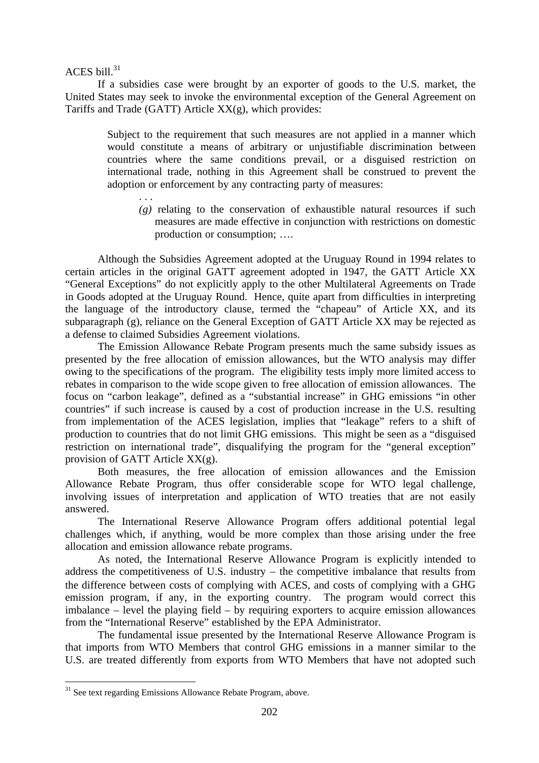ACES bill.[31]

If a subsidies case were brought by an exporter of goods to the U.S. market, the United States may seek to invoke the environmental exception of the General Agreement on Tariffs and Trade (GATT) Article XX(g), which provides:

> Subject to the requirement that such measures are not applied in a manner which would constitute a means of arbitrary or unjustifiable discrimination between countries where the same conditions prevail, or a disguised restriction on international trade, nothing in this Agreement shall be construed to prevent the adoption or enforcement by any contracting party of measures:
>
> . . .
>
> *(g)* relating to the conservation of exhaustible natural resources if such measures are made effective in conjunction with restrictions on domestic production or consumption; ….

Although the Subsidies Agreement adopted at the Uruguay Round in 1994 relates to certain articles in the original GATT agreement adopted in 1947, the GATT Article XX "General Exceptions" do not explicitly apply to the other Multilateral Agreements on Trade in Goods adopted at the Uruguay Round. Hence, quite apart from difficulties in interpreting the language of the introductory clause, termed the "chapeau" of Article XX, and its subparagraph (g), reliance on the General Exception of GATT Article XX may be rejected as a defense to claimed Subsidies Agreement violations.

The Emission Allowance Rebate Program presents much the same subsidy issues as presented by the free allocation of emission allowances, but the WTO analysis may differ owing to the specifications of the program. The eligibility tests imply more limited access to rebates in comparison to the wide scope given to free allocation of emission allowances. The focus on "carbon leakage", defined as a "substantial increase" in GHG emissions "in other countries" if such increase is caused by a cost of production increase in the U.S. resulting from implementation of the ACES legislation, implies that "leakage" refers to a shift of production to countries that do not limit GHG emissions. This might be seen as a "disguised restriction on international trade", disqualifying the program for the "general exception" provision of GATT Article XX(g).

Both measures, the free allocation of emission allowances and the Emission Allowance Rebate Program, thus offer considerable scope for WTO legal challenge, involving issues of interpretation and application of WTO treaties that are not easily answered.

The International Reserve Allowance Program offers additional potential legal challenges which, if anything, would be more complex than those arising under the free allocation and emission allowance rebate programs.

As noted, the International Reserve Allowance Program is explicitly intended to address the competitiveness of U.S. industry – the competitive imbalance that results from the difference between costs of complying with ACES, and costs of complying with a GHG emission program, if any, in the exporting country. The program would correct this imbalance – level the playing field – by requiring exporters to acquire emission allowances from the "International Reserve" established by the EPA Administrator.

The fundamental issue presented by the International Reserve Allowance Program is that imports from WTO Members that control GHG emissions in a manner similar to the U.S. are treated differently from exports from WTO Members that have not adopted such

---

[31] See text regarding Emissions Allowance Rebate Program, above.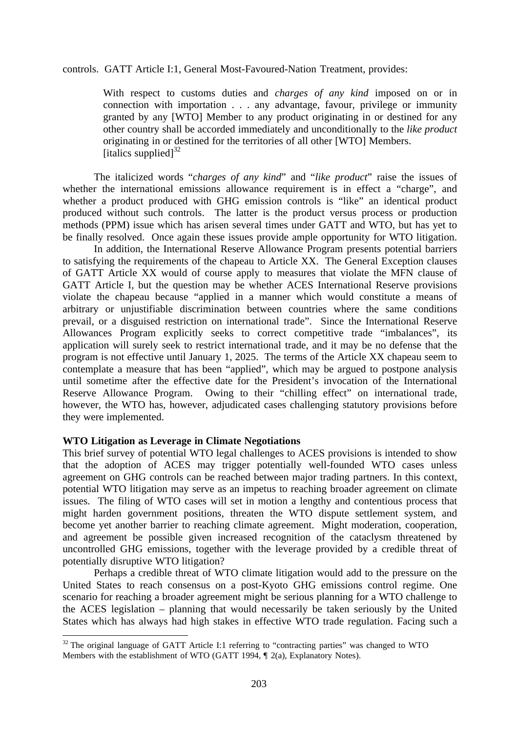controls. GATT Article I:1, General Most-Favoured-Nation Treatment, provides:

> With respect to customs duties and *charges of any kind* imposed on or in connection with importation . . . any advantage, favour, privilege or immunity granted by any [WTO] Member to any product originating in or destined for any other country shall be accorded immediately and unconditionally to the *like product* originating in or destined for the territories of all other [WTO] Members. [italics supplied][32]

The italicized words "*charges of any kind*" and "*like product*" raise the issues of whether the international emissions allowance requirement is in effect a "charge", and whether a product produced with GHG emission controls is "like" an identical product produced without such controls. The latter is the product versus process or production methods (PPM) issue which has arisen several times under GATT and WTO, but has yet to be finally resolved. Once again these issues provide ample opportunity for WTO litigation.

In addition, the International Reserve Allowance Program presents potential barriers to satisfying the requirements of the chapeau to Article XX. The General Exception clauses of GATT Article XX would of course apply to measures that violate the MFN clause of GATT Article I, but the question may be whether ACES International Reserve provisions violate the chapeau because "applied in a manner which would constitute a means of arbitrary or unjustifiable discrimination between countries where the same conditions prevail, or a disguised restriction on international trade". Since the International Reserve Allowances Program explicitly seeks to correct competitive trade "imbalances", its application will surely seek to restrict international trade, and it may be no defense that the program is not effective until January 1, 2025. The terms of the Article XX chapeau seem to contemplate a measure that has been "applied", which may be argued to postpone analysis until sometime after the effective date for the President's invocation of the International Reserve Allowance Program. Owing to their "chilling effect" on international trade, however, the WTO has, however, adjudicated cases challenging statutory provisions before they were implemented.

**WTO Litigation as Leverage in Climate Negotiations**

This brief survey of potential WTO legal challenges to ACES provisions is intended to show that the adoption of ACES may trigger potentially well-founded WTO cases unless agreement on GHG controls can be reached between major trading partners. In this context, potential WTO litigation may serve as an impetus to reaching broader agreement on climate issues. The filing of WTO cases will set in motion a lengthy and contentious process that might harden government positions, threaten the WTO dispute settlement system, and become yet another barrier to reaching climate agreement. Might moderation, cooperation, and agreement be possible given increased recognition of the cataclysm threatened by uncontrolled GHG emissions, together with the leverage provided by a credible threat of potentially disruptive WTO litigation?

Perhaps a credible threat of WTO climate litigation would add to the pressure on the United States to reach consensus on a post-Kyoto GHG emissions control regime. One scenario for reaching a broader agreement might be serious planning for a WTO challenge to the ACES legislation – planning that would necessarily be taken seriously by the United States which has always had high stakes in effective WTO trade regulation. Facing such a

[32] The original language of GATT Article I:1 referring to "contracting parties" was changed to WTO Members with the establishment of WTO (GATT 1994, ¶ 2(a), Explanatory Notes).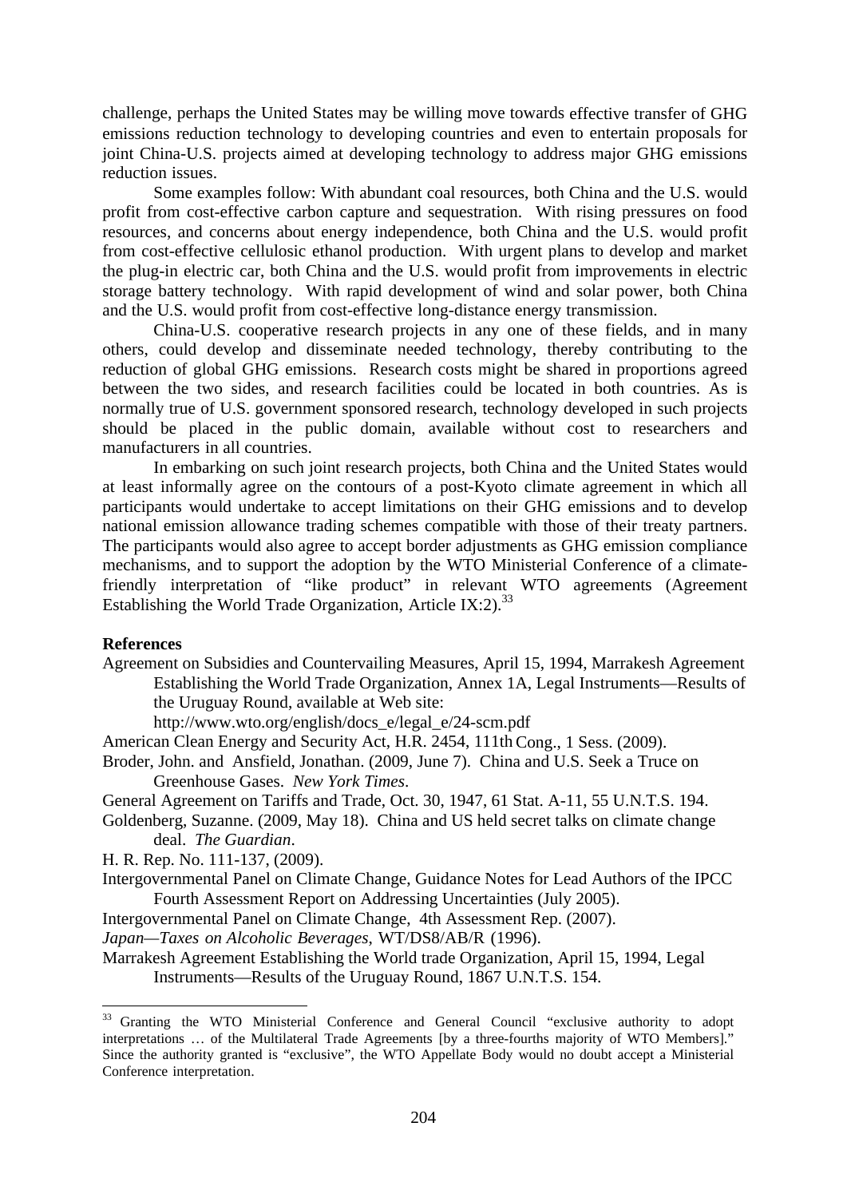challenge, perhaps the United States may be willing move towards effective transfer of GHG emissions reduction technology to developing countries and even to entertain proposals for joint China-U.S. projects aimed at developing technology to address major GHG emissions reduction issues.

Some examples follow: With abundant coal resources, both China and the U.S. would profit from cost-effective carbon capture and sequestration. With rising pressures on food resources, and concerns about energy independence, both China and the U.S. would profit from cost-effective cellulosic ethanol production. With urgent plans to develop and market the plug-in electric car, both China and the U.S. would profit from improvements in electric storage battery technology. With rapid development of wind and solar power, both China and the U.S. would profit from cost-effective long-distance energy transmission.

China-U.S. cooperative research projects in any one of these fields, and in many others, could develop and disseminate needed technology, thereby contributing to the reduction of global GHG emissions. Research costs might be shared in proportions agreed between the two sides, and research facilities could be located in both countries. As is normally true of U.S. government sponsored research, technology developed in such projects should be placed in the public domain, available without cost to researchers and manufacturers in all countries.

In embarking on such joint research projects, both China and the United States would at least informally agree on the contours of a post-Kyoto climate agreement in which all participants would undertake to accept limitations on their GHG emissions and to develop national emission allowance trading schemes compatible with those of their treaty partners. The participants would also agree to accept border adjustments as GHG emission compliance mechanisms, and to support the adoption by the WTO Ministerial Conference of a climate-friendly interpretation of "like product" in relevant WTO agreements (Agreement Establishing the World Trade Organization, Article IX:2).[33]

**References**

Agreement on Subsidies and Countervailing Measures, April 15, 1994, Marrakesh Agreement Establishing the World Trade Organization, Annex 1A, Legal Instruments—Results of the Uruguay Round, available at Web site: http://www.wto.org/english/docs_e/legal_e/24-scm.pdf

American Clean Energy and Security Act, H.R. 2454, 111th Cong., 1 Sess. (2009).

Broder, John. and Ansfield, Jonathan. (2009, June 7). China and U.S. Seek a Truce on Greenhouse Gases. *New York Times*.

General Agreement on Tariffs and Trade, Oct. 30, 1947, 61 Stat. A-11, 55 U.N.T.S. 194.

Goldenberg, Suzanne. (2009, May 18). China and US held secret talks on climate change deal. *The Guardian*.

H. R. Rep. No. 111-137, (2009).

Intergovernmental Panel on Climate Change, Guidance Notes for Lead Authors of the IPCC Fourth Assessment Report on Addressing Uncertainties (July 2005).

Intergovernmental Panel on Climate Change, 4th Assessment Rep. (2007).

*Japan—Taxes on Alcoholic Beverages*, WT/DS8/AB/R (1996).

Marrakesh Agreement Establishing the World trade Organization, April 15, 1994, Legal Instruments—Results of the Uruguay Round, 1867 U.N.T.S. 154.

---

[33] Granting the WTO Ministerial Conference and General Council "exclusive authority to adopt interpretations … of the Multilateral Trade Agreements [by a three-fourths majority of WTO Members]." Since the authority granted is "exclusive", the WTO Appellate Body would no doubt accept a Ministerial Conference interpretation.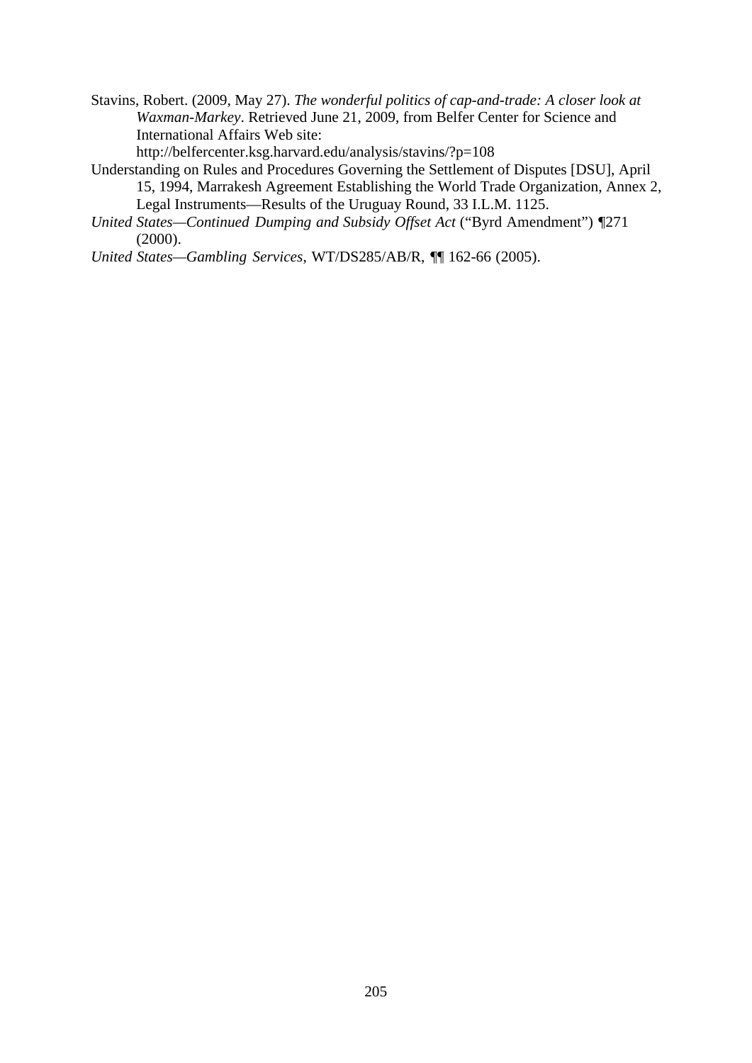Stavins, Robert. (2009, May 27). *The wonderful politics of cap-and-trade: A closer look at Waxman-Markey*. Retrieved June 21, 2009, from Belfer Center for Science and International Affairs Web site: http://belfercenter.ksg.harvard.edu/analysis/stavins/?p=108

Understanding on Rules and Procedures Governing the Settlement of Disputes [DSU], April 15, 1994, Marrakesh Agreement Establishing the World Trade Organization, Annex 2, Legal Instruments—Results of the Uruguay Round, 33 I.L.M. 1125.

*United States—Continued Dumping and Subsidy Offset Act* ("Byrd Amendment") ¶271 (2000).

*United States—Gambling Services*, WT/DS285/AB/R, ¶¶ 162-66 (2005).